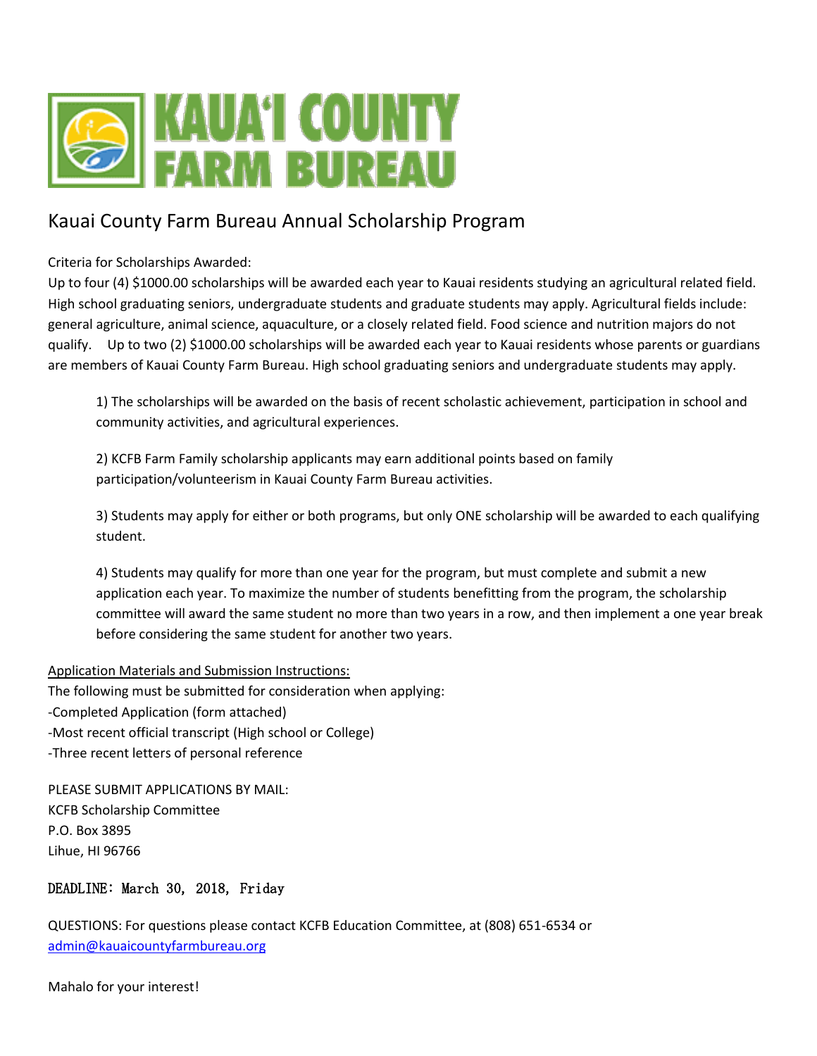# KAUA'I COUNTY FARM BUREAU

## Kauai County Farm Bureau Annual Scholarship Program

Criteria for Scholarships Awarded:

Up to four (4) $1000.00 scholarships will be awarded each year to Kauai residents studying an agricultural related field. High school graduating seniors, undergraduate students and graduate students may apply. Agricultural fields include: general agriculture, animal science, aquaculture, or a closely related field. Food science and nutrition majors do not qualify. Up to two (2) $1000.00 scholarships will be awarded each year to Kauai residents whose parents or guardians are members of Kauai County Farm Bureau. High school graduating seniors and undergraduate students may apply.

1) The scholarships will be awarded on the basis of recent scholastic achievement, participation in school and community activities, and agricultural experiences.

2) KCFB Farm Family scholarship applicants may earn additional points based on family participation/volunteerism in Kauai County Farm Bureau activities.

3) Students may apply for either or both programs, but only ONE scholarship will be awarded to each qualifying student.

4) Students may qualify for more than one year for the program, but must complete and submit a new application each year. To maximize the number of students benefitting from the program, the scholarship committee will award the same student no more than two years in a row, and then implement a one year break before considering the same student for another two years.

<u>Application Materials and Submission Instructions:</u>

The following must be submitted for consideration when applying:

-Completed Application (form attached)

-Most recent official transcript (High school or College)

-Three recent letters of personal reference

PLEASE SUBMIT APPLICATIONS BY MAIL:

KCFB Scholarship Committee

P.O. Box 3895

Lihue, HI 96766

DEADLINE: March 30, 2018, Friday

QUESTIONS: For questions please contact KCFB Education Committee, at (808) 651-6534 or admin@kauaicountyfarmbureau.org

Mahalo for your interest!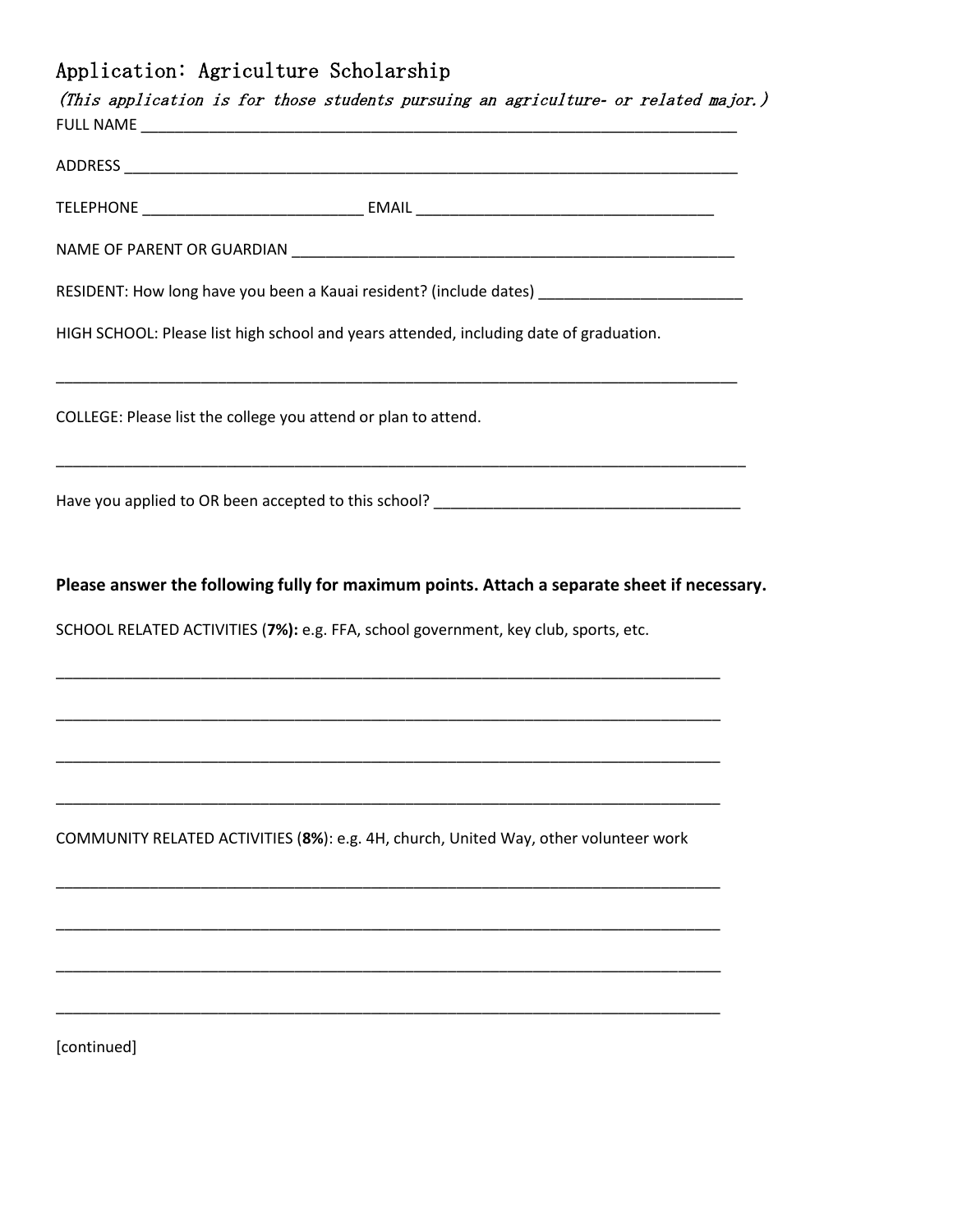# Application: Agriculture Scholarship

*(This application is for those students pursuing an agriculture- or related major.)*

FULL NAME ___________________________________________________________________________

ADDRESS _____________________________________________________________________________

TELEPHONE __________________________ EMAIL ___________________________________

NAME OF PARENT OR GUARDIAN _____________________________________________________

RESIDENT: How long have you been a Kauai resident? (include dates) ________________________

HIGH SCHOOL: Please list high school and years attended, including date of graduation.

_____________________________________________________________________________________

COLLEGE: Please list the college you attend or plan to attend.

_____________________________________________________________________________________

Have you applied to OR been accepted to this school? ____________________________________

**Please answer the following fully for maximum points. Attach a separate sheet if necessary.**

SCHOOL RELATED ACTIVITIES (**7%**)**:** e.g. FFA, school government, key club, sports, etc.

_____________________________________________________________________________________

_____________________________________________________________________________________

_____________________________________________________________________________________

_____________________________________________________________________________________

COMMUNITY RELATED ACTIVITIES (**8%**): e.g. 4H, church, United Way, other volunteer work

_____________________________________________________________________________________

_____________________________________________________________________________________

_____________________________________________________________________________________

_____________________________________________________________________________________

[continued]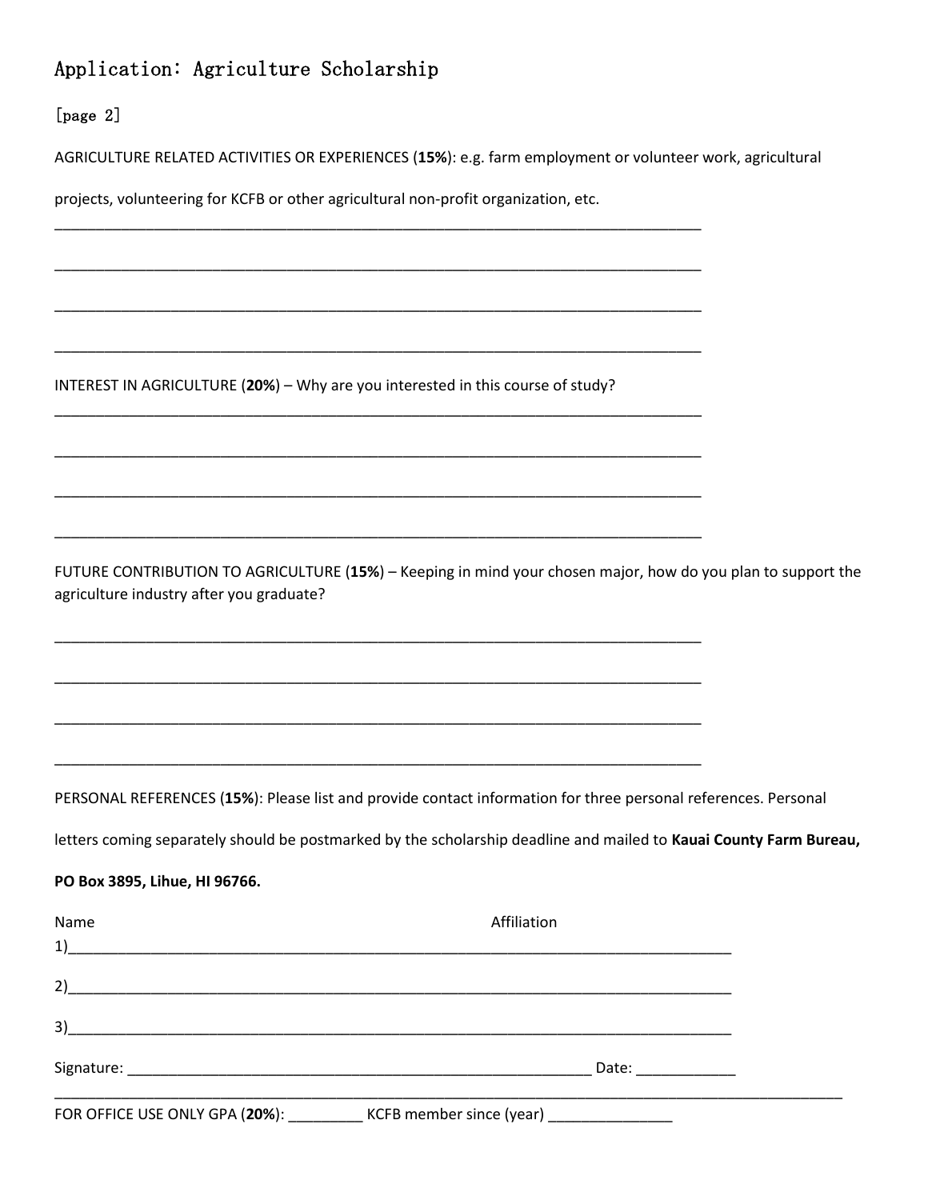# Application: Agriculture Scholarship

[page 2]

AGRICULTURE RELATED ACTIVITIES OR EXPERIENCES (**15%**): e.g. farm employment or volunteer work, agricultural projects, volunteering for KCFB or other agricultural non-profit organization, etc.

________________________________________________________________________________

________________________________________________________________________________

________________________________________________________________________________

________________________________________________________________________________

INTEREST IN AGRICULTURE (**20%**) – Why are you interested in this course of study?

________________________________________________________________________________

________________________________________________________________________________

________________________________________________________________________________

________________________________________________________________________________

FUTURE CONTRIBUTION TO AGRICULTURE (**15%**) – Keeping in mind your chosen major, how do you plan to support the agriculture industry after you graduate?

________________________________________________________________________________

________________________________________________________________________________

________________________________________________________________________________

________________________________________________________________________________

PERSONAL REFERENCES (**15%**): Please list and provide contact information for three personal references. Personal letters coming separately should be postmarked by the scholarship deadline and mailed to **Kauai County Farm Bureau, PO Box 3895, Lihue, HI 96766.**

Name Affiliation

1)________________________________________________________________________________

2)________________________________________________________________________________

3)________________________________________________________________________________

Signature: ____________________________________________________ Date: ____________

________________________________________________________________________________

FOR OFFICE USE ONLY GPA (**20%**): _________ KCFB member since (year) _______________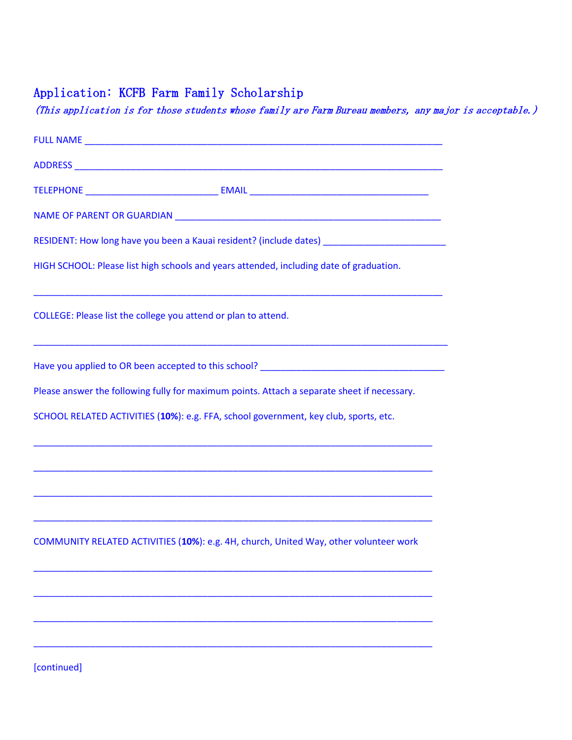## Application: KCFB Farm Family Scholarship

*(This application is for those students whose family are Farm Bureau members, any major is acceptable.)*

FULL NAME ___________________________________________________________________________

ADDRESS _____________________________________________________________________________

TELEPHONE ___________________________ EMAIL ____________________________________

NAME OF PARENT OR GUARDIAN _______________________________________________________

RESIDENT: How long have you been a Kauai resident? (include dates) ________________________

HIGH SCHOOL: Please list high schools and years attended, including date of graduation.

_____________________________________________________________________________________

COLLEGE: Please list the college you attend or plan to attend.

_____________________________________________________________________________________

Have you applied to OR been accepted to this school? ____________________________________

Please answer the following fully for maximum points. Attach a separate sheet if necessary.

SCHOOL RELATED ACTIVITIES (**10%**): e.g. FFA, school government, key club, sports, etc.

_____________________________________________________________________________________

_____________________________________________________________________________________

_____________________________________________________________________________________

_____________________________________________________________________________________

COMMUNITY RELATED ACTIVITIES (**10%**): e.g. 4H, church, United Way, other volunteer work

_____________________________________________________________________________________

_____________________________________________________________________________________

_____________________________________________________________________________________

_____________________________________________________________________________________

[continued]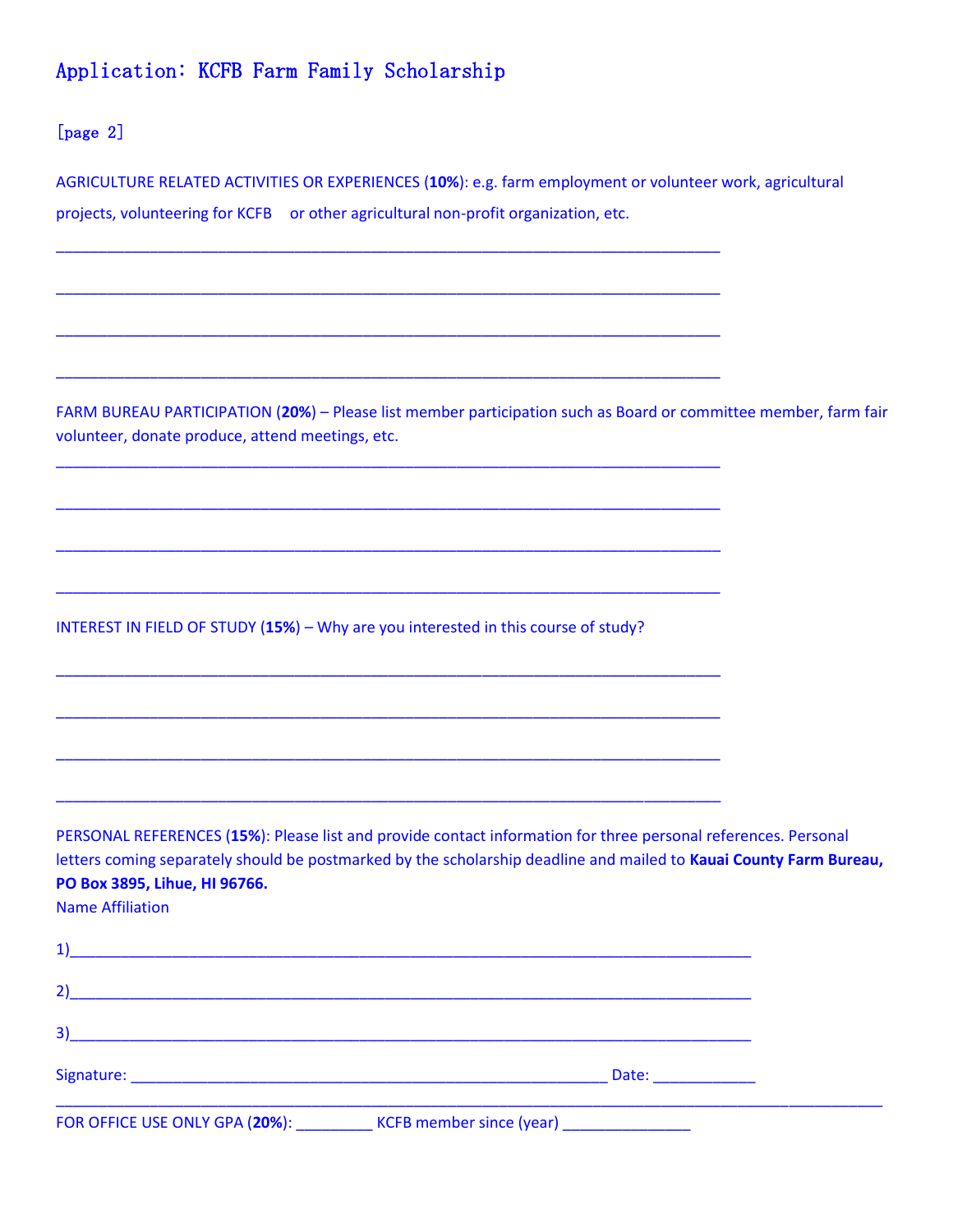# Application: KCFB Farm Family Scholarship

[page 2]

AGRICULTURE RELATED ACTIVITIES OR EXPERIENCES (**10%**): e.g. farm employment or volunteer work, agricultural projects, volunteering for KCFB or other agricultural non-profit organization, etc.

_______________________________________________________________________________

_______________________________________________________________________________

_______________________________________________________________________________

_______________________________________________________________________________

FARM BUREAU PARTICIPATION (**20%**) – Please list member participation such as Board or committee member, farm fair volunteer, donate produce, attend meetings, etc.

_______________________________________________________________________________

_______________________________________________________________________________

_______________________________________________________________________________

_______________________________________________________________________________

INTEREST IN FIELD OF STUDY (**15%**) – Why are you interested in this course of study?

_______________________________________________________________________________

_______________________________________________________________________________

_______________________________________________________________________________

_______________________________________________________________________________

PERSONAL REFERENCES (**15%**): Please list and provide contact information for three personal references. Personal letters coming separately should be postmarked by the scholarship deadline and mailed to **Kauai County Farm Bureau, PO Box 3895, Lihue, HI 96766.**

Name Affiliation

1)_______________________________________________________________________________

2)_______________________________________________________________________________

3)_______________________________________________________________________________

Signature: _________________________________________________________ Date: ____________

FOR OFFICE USE ONLY GPA (**20%**): _________ KCFB member since (year) _______________